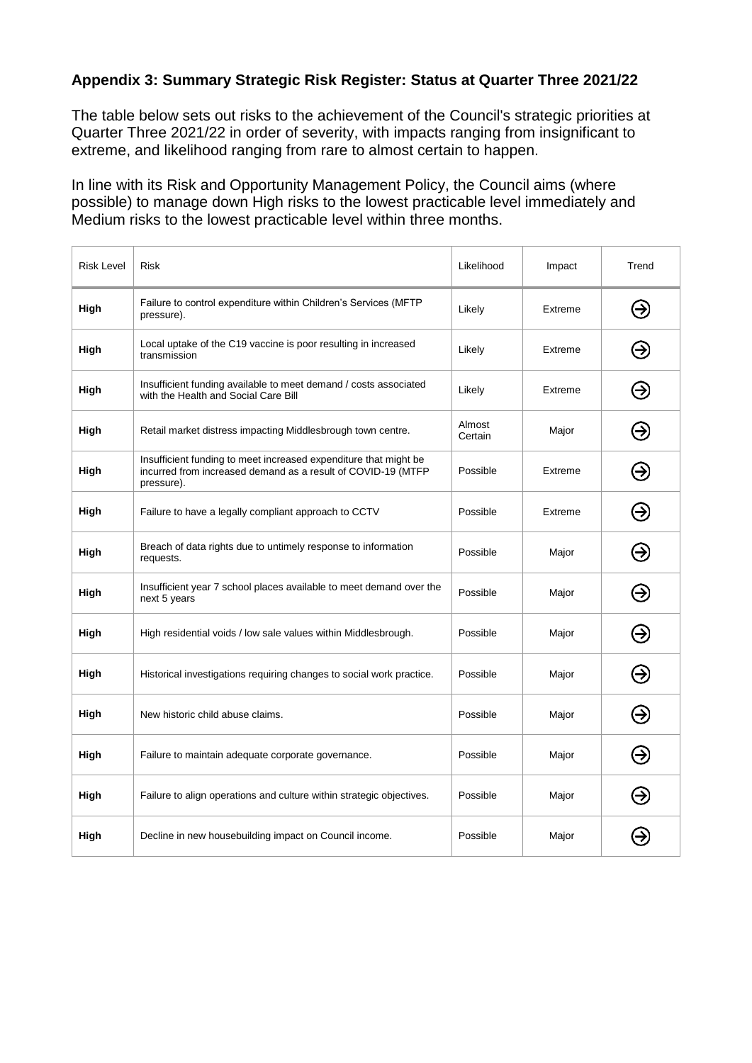### Appendix 3: Summary Strategic Risk Register: Status at Quarter Three 2021/22

The table below sets out risks to the achievement of the Council's strategic priorities at Quarter Three 2021/22 in order of severity, with impacts ranging from insignificant to extreme, and likelihood ranging from rare to almost certain to happen.

In line with its Risk and Opportunity Management Policy, the Council aims (where possible) to manage down High risks to the lowest practicable level immediately and Medium risks to the lowest practicable level within three months.

| Risk Level | Risk | Likelihood | Impact | Trend |
|---|---|---|---|---|
| **High** | Failure to control expenditure within Children's Services (MFTP pressure). | Likely | Extreme | ➔ |
| **High** | Local uptake of the C19 vaccine is poor resulting in increased transmission | Likely | Extreme | ➔ |
| **High** | Insufficient funding available to meet demand / costs associated with the Health and Social Care Bill | Likely | Extreme | ➔ |
| **High** | Retail market distress impacting Middlesbrough town centre. | Almost Certain | Major | ➔ |
| **High** | Insufficient funding to meet increased expenditure that might be incurred from increased demand as a result of COVID-19 (MTFP pressure). | Possible | Extreme | ➔ |
| **High** | Failure to have a legally compliant approach to CCTV | Possible | Extreme | ➔ |
| **High** | Breach of data rights due to untimely response to information requests. | Possible | Major | ➔ |
| **High** | Insufficient year 7 school places available to meet demand over the next 5 years | Possible | Major | ➔ |
| **High** | High residential voids / low sale values within Middlesbrough. | Possible | Major | ➔ |
| **High** | Historical investigations requiring changes to social work practice. | Possible | Major | ➔ |
| **High** | New historic child abuse claims. | Possible | Major | ➔ |
| **High** | Failure to maintain adequate corporate governance. | Possible | Major | ➔ |
| **High** | Failure to align operations and culture within strategic objectives. | Possible | Major | ➔ |
| **High** | Decline in new housebuilding impact on Council income. | Possible | Major | ➔ |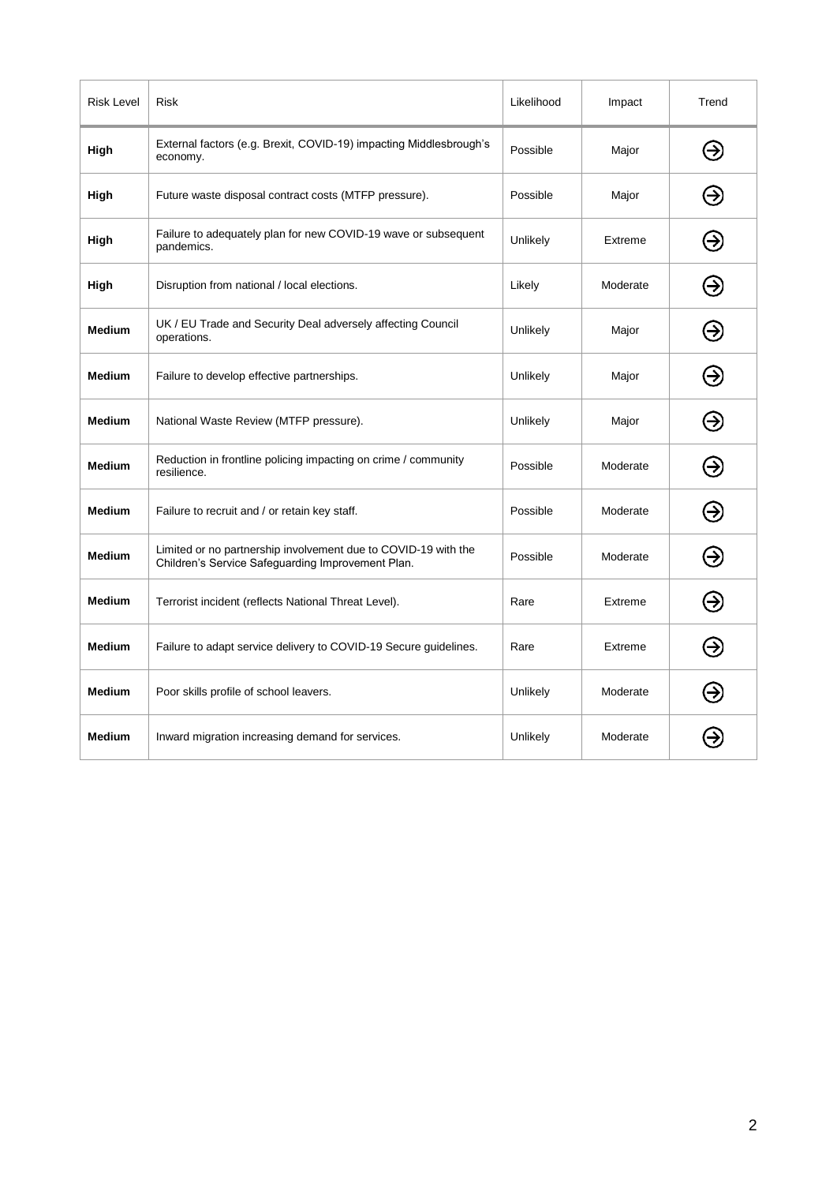| Risk Level | Risk | Likelihood | Impact | Trend |
|---|---|---|---|---|
| **High** | External factors (e.g. Brexit, COVID-19) impacting Middlesbrough's economy. | Possible | Major | ➔ |
| **High** | Future waste disposal contract costs (MTFP pressure). | Possible | Major | ➔ |
| **High** | Failure to adequately plan for new COVID-19 wave or subsequent pandemics. | Unlikely | Extreme | ➔ |
| **High** | Disruption from national / local elections. | Likely | Moderate | ➔ |
| **Medium** | UK / EU Trade and Security Deal adversely affecting Council operations. | Unlikely | Major | ➔ |
| **Medium** | Failure to develop effective partnerships. | Unlikely | Major | ➔ |
| **Medium** | National Waste Review (MTFP pressure). | Unlikely | Major | ➔ |
| **Medium** | Reduction in frontline policing impacting on crime / community resilience. | Possible | Moderate | ➔ |
| **Medium** | Failure to recruit and / or retain key staff. | Possible | Moderate | ➔ |
| **Medium** | Limited or no partnership involvement due to COVID-19 with the Children's Service Safeguarding Improvement Plan. | Possible | Moderate | ➔ |
| **Medium** | Terrorist incident (reflects National Threat Level). | Rare | Extreme | ➔ |
| **Medium** | Failure to adapt service delivery to COVID-19 Secure guidelines. | Rare | Extreme | ➔ |
| **Medium** | Poor skills profile of school leavers. | Unlikely | Moderate | ➔ |
| **Medium** | Inward migration increasing demand for services. | Unlikely | Moderate | ➔ |